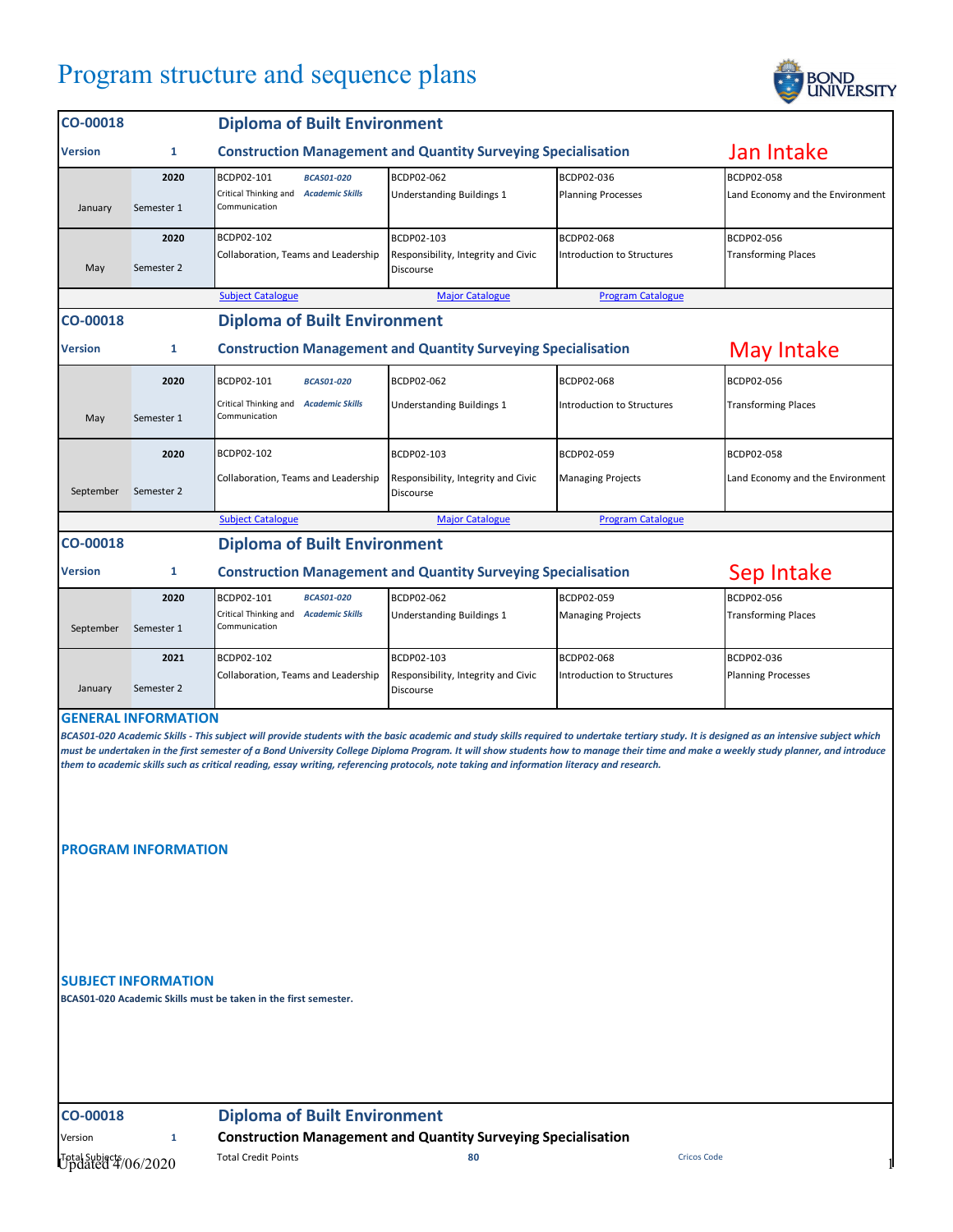# Program structure and sequence plans

| CO-00018 | | Diploma of Built Environment | | | |
|---|---|---|---|---|---|
| Version | 1 | Construction Management and Quantity Surveying Specialisation | | | Jan Intake |
| January | 2020 Semester 1 | BCDP02-101 Critical Thinking and Communication / *BCAS01-020 Academic Skills* | BCDP02-062 Understanding Buildings 1 | BCDP02-036 Planning Processes | BCDP02-058 Land Economy and the Environment |
| May | 2020 Semester 2 | BCDP02-102 Collaboration, Teams and Leadership | BCDP02-103 Responsibility, Integrity and Civic Discourse | BCDP02-068 Introduction to Structures | BCDP02-056 Transforming Places |
| | | Subject Catalogue | Major Catalogue | Program Catalogue | |

| CO-00018 | | Diploma of Built Environment | | | |
|---|---|---|---|---|---|
| Version | 1 | Construction Management and Quantity Surveying Specialisation | | | May Intake |
| May | 2020 Semester 1 | BCDP02-101 Critical Thinking and Communication / *BCAS01-020 Academic Skills* | BCDP02-062 Understanding Buildings 1 | BCDP02-068 Introduction to Structures | BCDP02-056 Transforming Places |
| September | 2020 Semester 2 | BCDP02-102 Collaboration, Teams and Leadership | BCDP02-103 Responsibility, Integrity and Civic Discourse | BCDP02-059 Managing Projects | BCDP02-058 Land Economy and the Environment |
| | | Subject Catalogue | Major Catalogue | Program Catalogue | |

| CO-00018 | | Diploma of Built Environment | | | |
|---|---|---|---|---|---|
| Version | 1 | Construction Management and Quantity Surveying Specialisation | | | Sep Intake |
| September | 2020 Semester 1 | BCDP02-101 Critical Thinking and Communication / *BCAS01-020 Academic Skills* | BCDP02-062 Understanding Buildings 1 | BCDP02-059 Managing Projects | BCDP02-056 Transforming Places |
| January | 2021 Semester 2 | BCDP02-102 Collaboration, Teams and Leadership | BCDP02-103 Responsibility, Integrity and Civic Discourse | BCDP02-068 Introduction to Structures | BCDP02-036 Planning Processes |

## GENERAL INFORMATION

***BCAS01-020 Academic Skills - This subject will provide students with the basic academic and study skills required to undertake tertiary study. It is designed as an intensive subject which must be undertaken in the first semester of a Bond University College Diploma Program. It will show students how to manage their time and make a weekly study planner, and introduce them to academic skills such as critical reading, essay writing, referencing protocols, note taking and information literacy and research.***

## PROGRAM INFORMATION

## SUBJECT INFORMATION

**BCAS01-020 Academic Skills must be taken in the first semester.**

| CO-00018 | | Diploma of Built Environment | | |
|---|---|---|---|---|
| Version | 1 | Construction Management and Quantity Surveying Specialisation | | |
| Total Subjects | | Total Credit Points | 80 | Cricos Code |

Updated 4/06/2020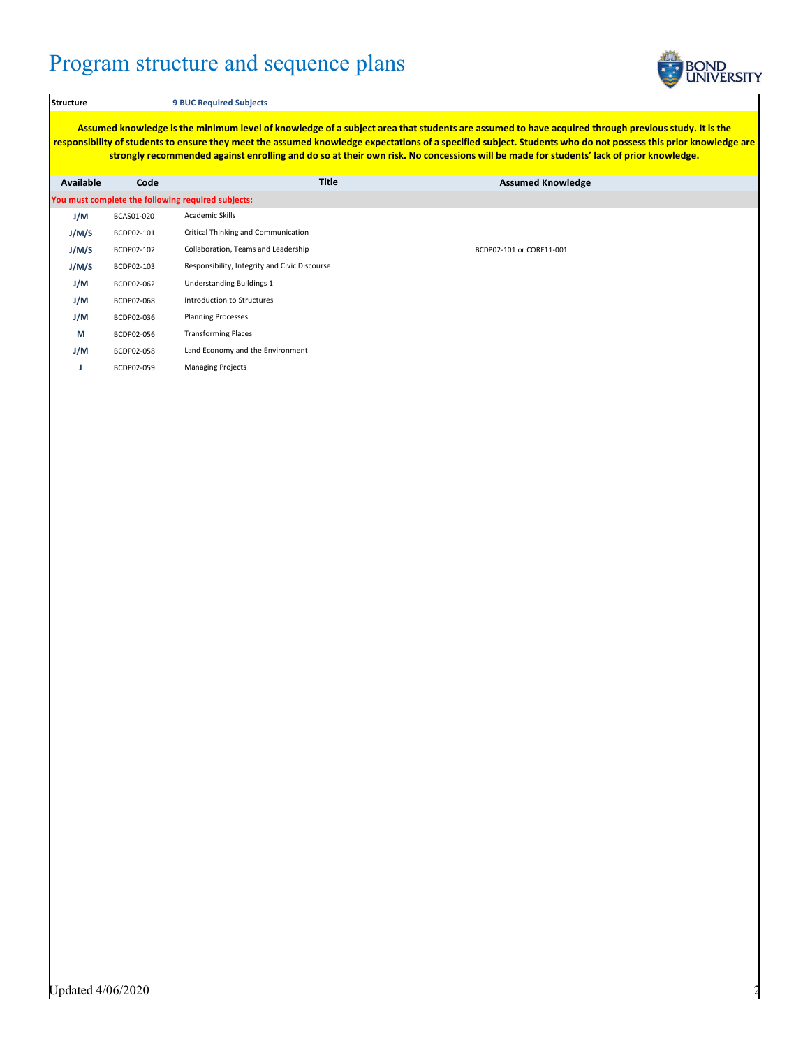# Program structure and sequence plans

**Structure** **9 BUC Required Subjects**

**Assumed knowledge is the minimum level of knowledge of a subject area that students are assumed to have acquired through previous study. It is the responsibility of students to ensure they meet the assumed knowledge expectations of a specified subject. Students who do not possess this prior knowledge are strongly recommended against enrolling and do so at their own risk. No concessions will be made for students' lack of prior knowledge.**

| Available | Code | Title | Assumed Knowledge |
|---|---|---|---|
| **You must complete the following required subjects:** | | | |
| J/M | BCAS01-020 | Academic Skills | |
| J/M/S | BCDP02-101 | Critical Thinking and Communication | |
| J/M/S | BCDP02-102 | Collaboration, Teams and Leadership | BCDP02-101 or CORE11-001 |
| J/M/S | BCDP02-103 | Responsibility, Integrity and Civic Discourse | |
| J/M | BCDP02-062 | Understanding Buildings 1 | |
| J/M | BCDP02-068 | Introduction to Structures | |
| J/M | BCDP02-036 | Planning Processes | |
| M | BCDP02-056 | Transforming Places | |
| J/M | BCDP02-058 | Land Economy and the Environment | |
| J | BCDP02-059 | Managing Projects | |

Updated 4/06/2020